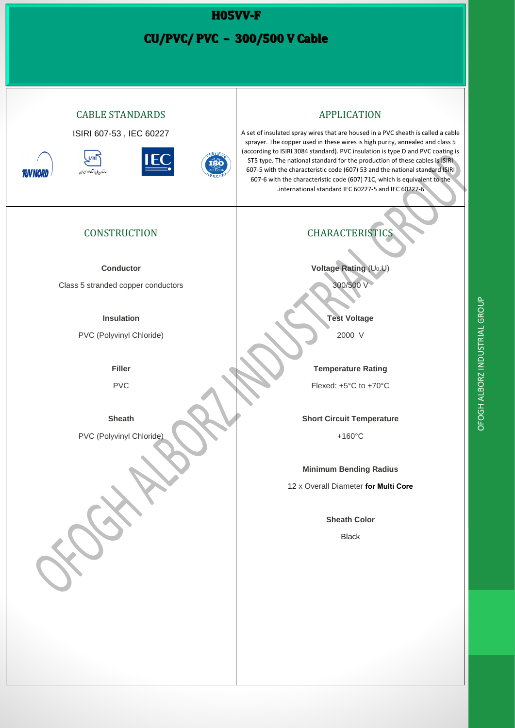# H05VV-F

## CU/PVC/ PVC – 300/500 V Cable

### CABLE STANDARDS

ISIRI 607-53 , IEC 60227

### APPLICATION

A set of insulated spray wires that are housed in a PVC sheath is called a cable sprayer. The copper used in these wires is high purity, annealed and class 5 (according to ISIRI 3084 standard). PVC insulation is type D and PVC coating is ST5 type. The national standard for the production of these cables is ISIRI 607-5 with the characteristic code (607) 53 and the national standard ISIRI 607-6 with the characteristic code (607) 71C, which is equivalent to the international standard IEC 60227-5 and IEC 60227-6.

### CONSTRUCTION

**Conductor**

Class 5 stranded copper conductors

**Insulation**

PVC (Polyvinyl Chloride)

**Filler**

PVC

**Sheath**

PVC (Polyvinyl Chloride)

### CHARACTERISTICS

**Voltage Rating** ($U_0$.U)

300/500 V

**Test Voltage**

2000 V

**Temperature Rating**

Flexed: +5°C to +70°C

**Short Circuit Temperature**

+160°C

**Minimum Bending Radius**

12 x Overall Diameter **for Multi Core**

**Sheath Color**

Black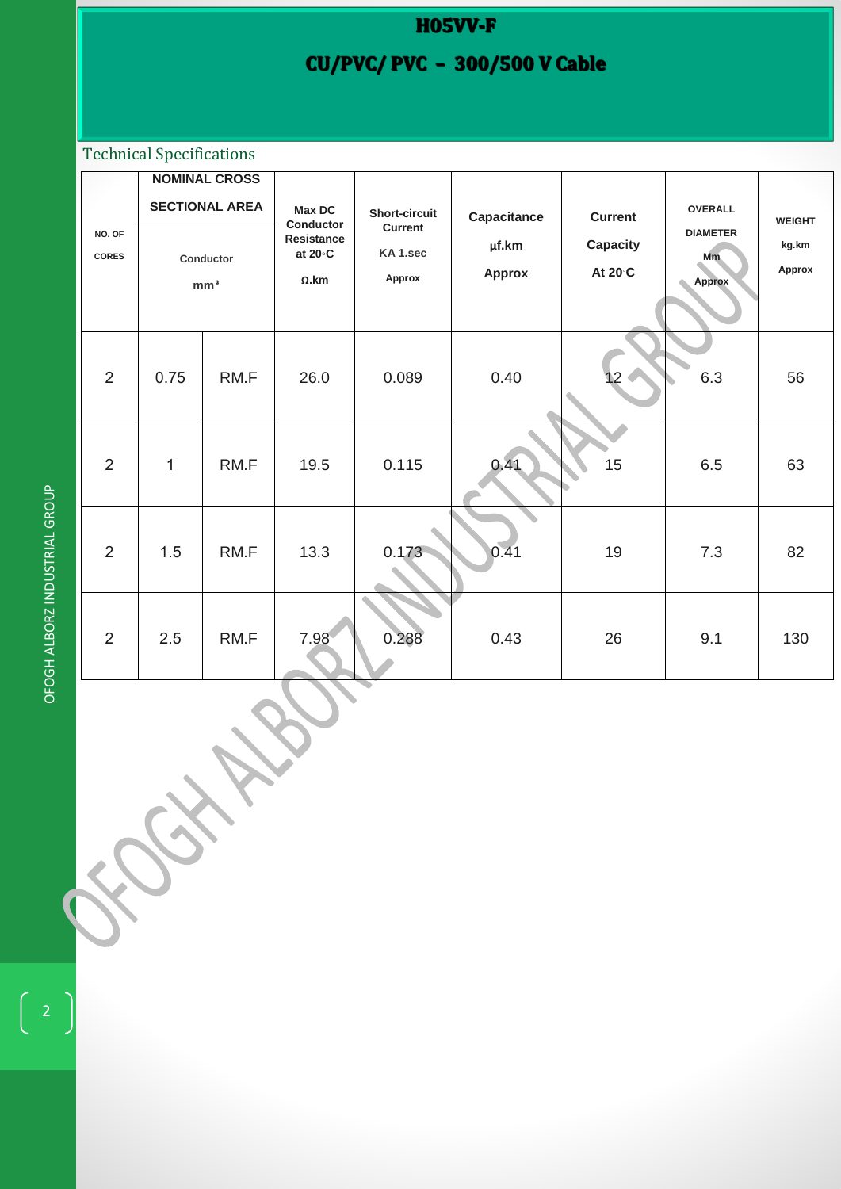# H05VV-F

## CU/PVC/ PVC – 300/500 V Cable

### Technical Specifications

| NO. OF CORES | NOMINAL CROSS SECTIONAL AREA Conductor mm² | | Max DC Conductor Resistance at 20◦C Ω.km | Short-circuit Current KA 1.sec Approx | Capacitance µf.km Approx | Current Capacity At 20◦C | OVERALL DIAMETER Mm Approx | WEIGHT kg.km Approx |
|---|---|---|---|---|---|---|---|---|
| 2 | 0.75 | RM.F | 26.0 | 0.089 | 0.40 | 12 | 6.3 | 56 |
| 2 | 1 | RM.F | 19.5 | 0.115 | 0.41 | 15 | 6.5 | 63 |
| 2 | 1.5 | RM.F | 13.3 | 0.173 | 0.41 | 19 | 7.3 | 82 |
| 2 | 2.5 | RM.F | 7.98 | 0.288 | 0.43 | 26 | 9.1 | 130 |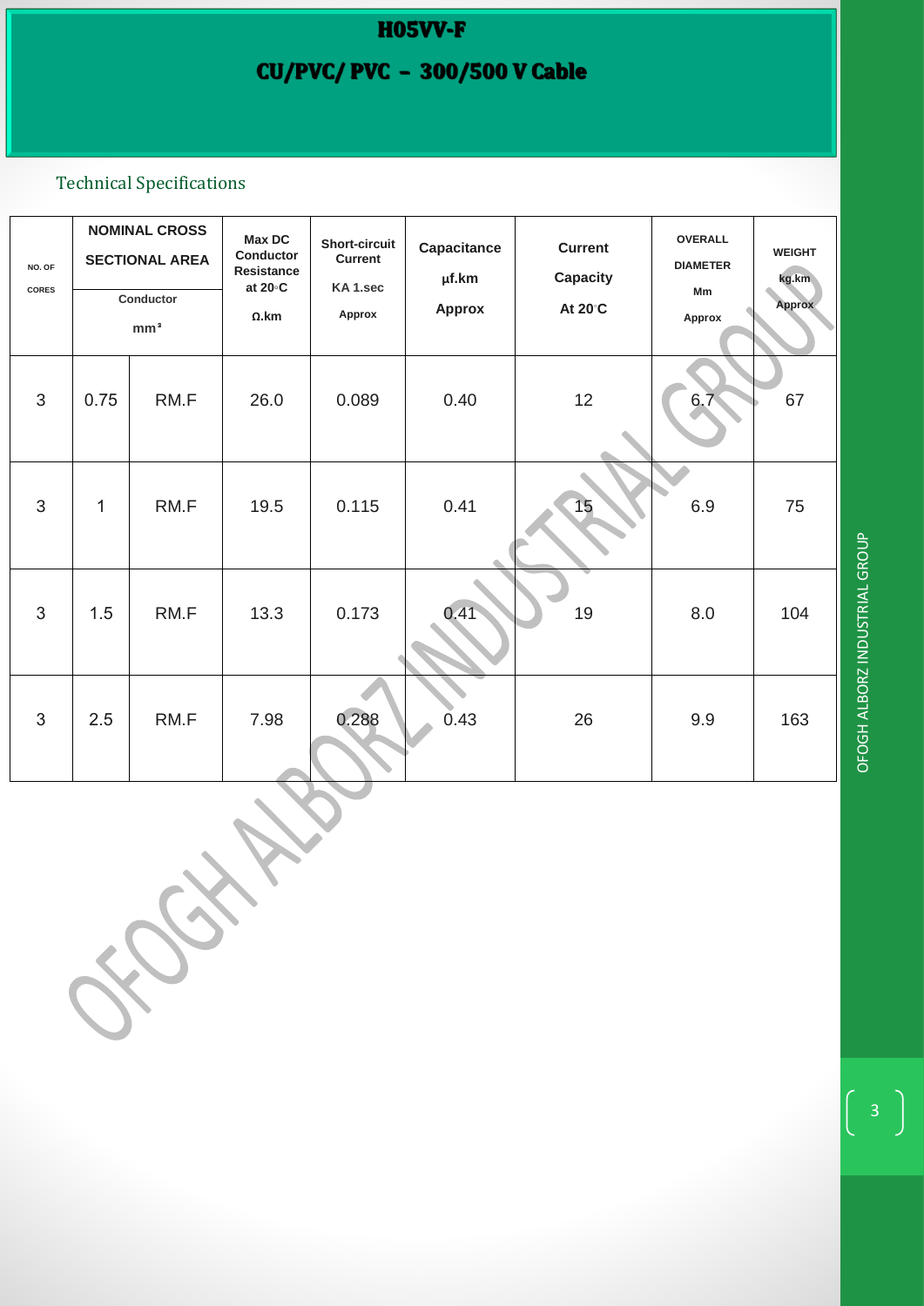# H05VV-F

## CU/PVC/ PVC – 300/500 V Cable

Technical Specifications

| NO. OF CORES | NOMINAL CROSS SECTIONAL AREA | | Max DC Conductor Resistance at 20°C Ω.km | Short-circuit Current KA 1.sec Approx | Capacitance μf.km Approx | Current Capacity At 20°C | OVERALL DIAMETER Mm Approx | WEIGHT kg.km Approx |
|---|---|---|---|---|---|---|---|---|
| | Conductor mm² | | | | | | | |
| 3 | 0.75 | RM.F | 26.0 | 0.089 | 0.40 | 12 | 6.7 | 67 |
| 3 | 1 | RM.F | 19.5 | 0.115 | 0.41 | 15 | 6.9 | 75 |
| 3 | 1.5 | RM.F | 13.3 | 0.173 | 0.41 | 19 | 8.0 | 104 |
| 3 | 2.5 | RM.F | 7.98 | 0.288 | 0.43 | 26 | 9.9 | 163 |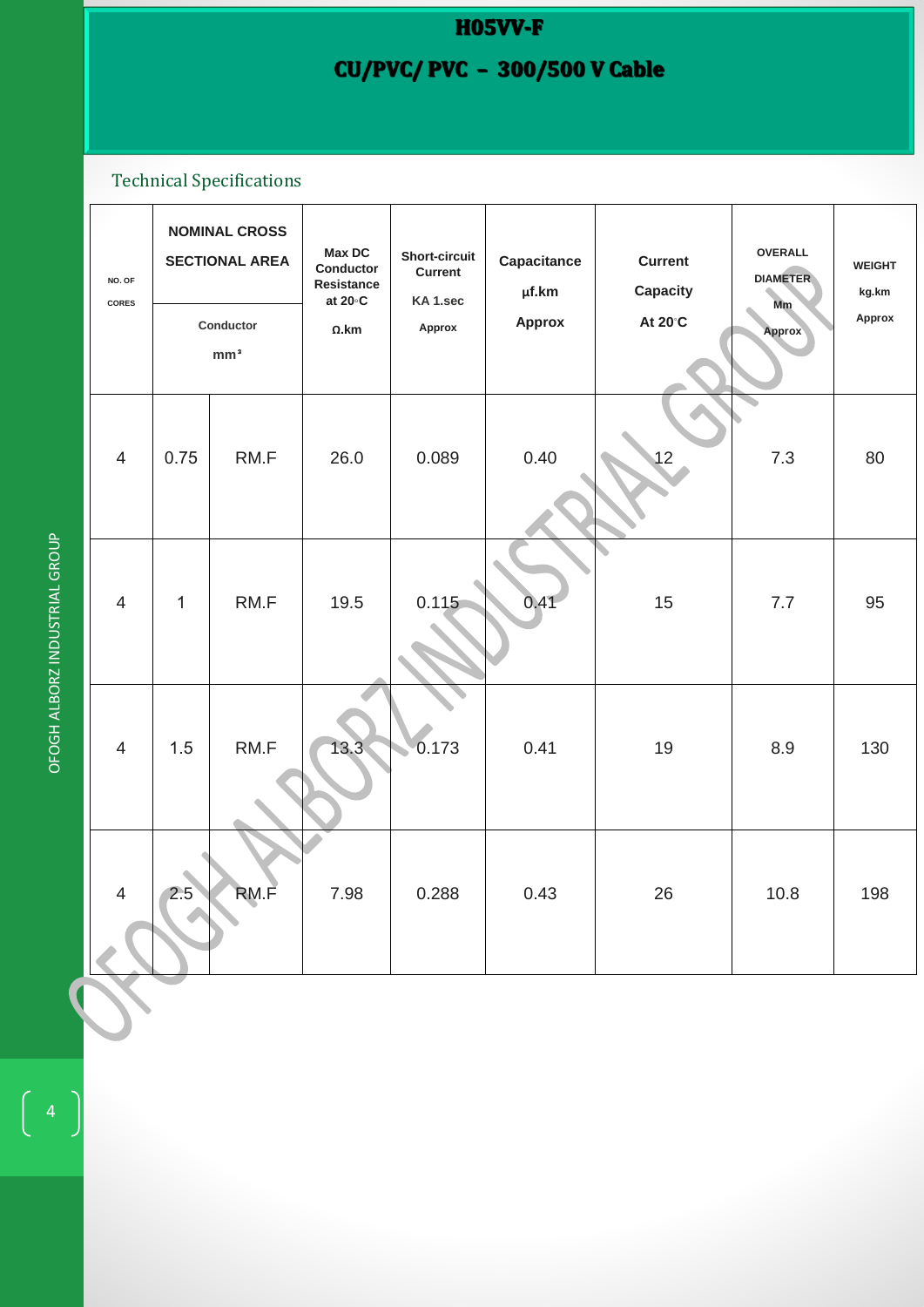# H05VV-F

## CU/PVC/ PVC – 300/500 V Cable

### Technical Specifications

| NO. OF CORES | NOMINAL CROSS SECTIONAL AREA | | Max DC Conductor Resistance at 20°C Ω.km | Short-circuit Current KA 1.sec Approx | Capacitance µf.km Approx | Current Capacity At 20°C | OVERALL DIAMETER Mm Approx | WEIGHT kg.km Approx |
|---|---|---|---|---|---|---|---|---|
| | Conductor mm² | | | | | | | |
| 4 | 0.75 | RM.F | 26.0 | 0.089 | 0.40 | 12 | 7.3 | 80 |
| 4 | 1 | RM.F | 19.5 | 0.115 | 0.41 | 15 | 7.7 | 95 |
| 4 | 1.5 | RM.F | 13.3 | 0.173 | 0.41 | 19 | 8.9 | 130 |
| 4 | 2.5 | RM.F | 7.98 | 0.288 | 0.43 | 26 | 10.8 | 198 |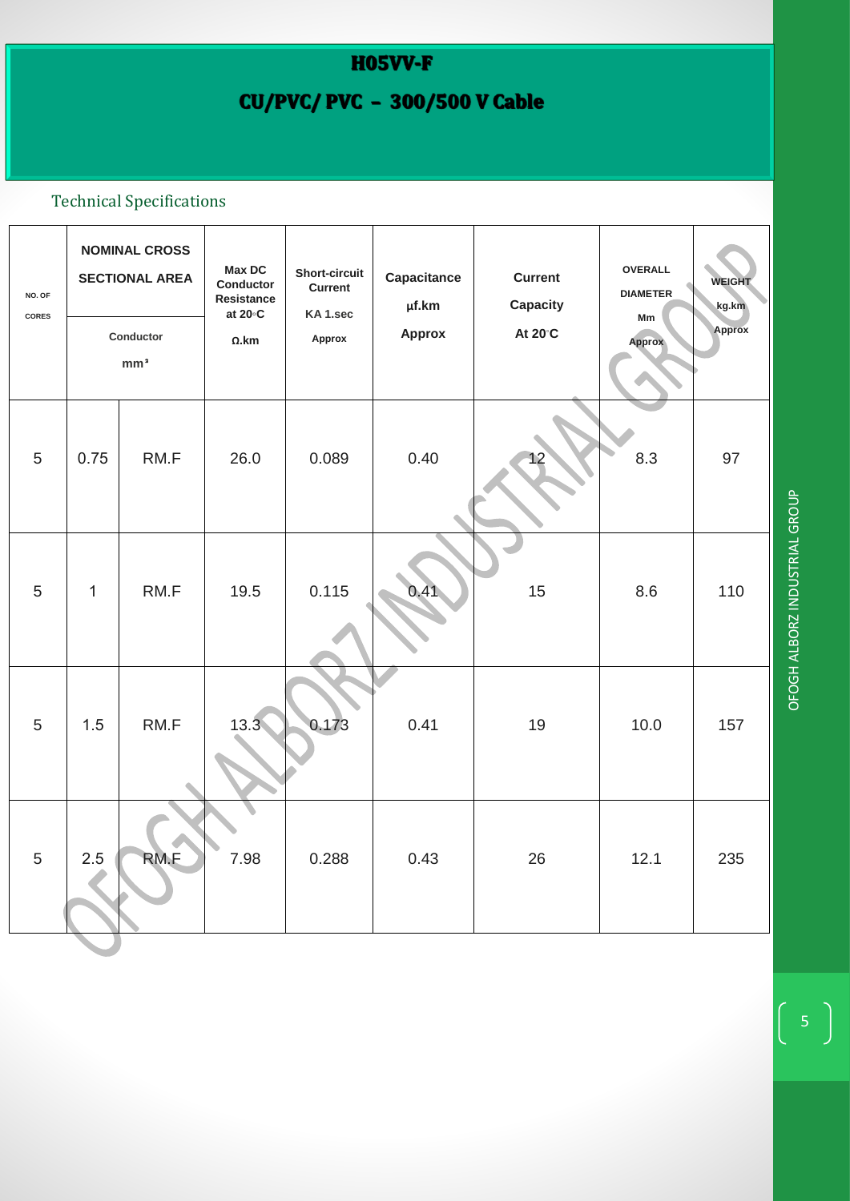# H05VV-F

## CU/PVC/ PVC – 300/500 V Cable

Technical Specifications

| NO. OF CORES | NOMINAL CROSS SECTIONAL AREA | | Max DC Conductor Resistance at 20◦C Ω.km | Short-circuit Current KA 1.sec Approx | Capacitance µf.km Approx | Current Capacity At 20◦C | OVERALL DIAMETER Mm Approx | WEIGHT kg.km Approx |
|---|---|---|---|---|---|---|---|---|
| | Conductor mm² | | | | | | | |
| 5 | 0.75 | RM.F | 26.0 | 0.089 | 0.40 | 12 | 8.3 | 97 |
| 5 | 1 | RM.F | 19.5 | 0.115 | 0.41 | 15 | 8.6 | 110 |
| 5 | 1.5 | RM.F | 13.3 | 0.173 | 0.41 | 19 | 10.0 | 157 |
| 5 | 2.5 | RM.F | 7.98 | 0.288 | 0.43 | 26 | 12.1 | 235 |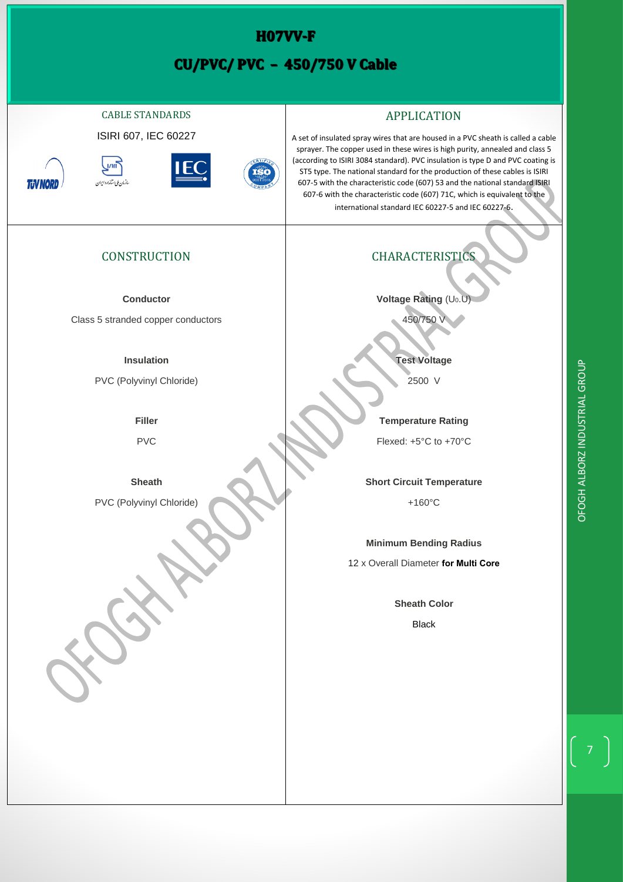# H07VV-F

# CU/PVC/ PVC – 450/750 V Cable

## CABLE STANDARDS

ISIRI 607, IEC 60227

## APPLICATION

A set of insulated spray wires that are housed in a PVC sheath is called a cable sprayer. The copper used in these wires is high purity, annealed and class 5 (according to ISIRI 3084 standard). PVC insulation is type D and PVC coating is ST5 type. The national standard for the production of these cables is ISIRI 607-5 with the characteristic code (607) 53 and the national standard ISIRI 607-6 with the characteristic code (607) 71C, which is equivalent to the international standard IEC 60227-5 and IEC 60227-6.

## CONSTRUCTION

**Conductor**

Class 5 stranded copper conductors

**Insulation**

PVC (Polyvinyl Chloride)

**Filler**

PVC

**Sheath**

PVC (Polyvinyl Chloride)

## CHARACTERISTICS

**Voltage Rating** ($U_0$.U)

450/750 V

**Test Voltage**

2500 V

**Temperature Rating**

Flexed: +5°C to +70°C

**Short Circuit Temperature**

+160°C

**Minimum Bending Radius**

12 x Overall Diameter **for Multi Core**

**Sheath Color**

Black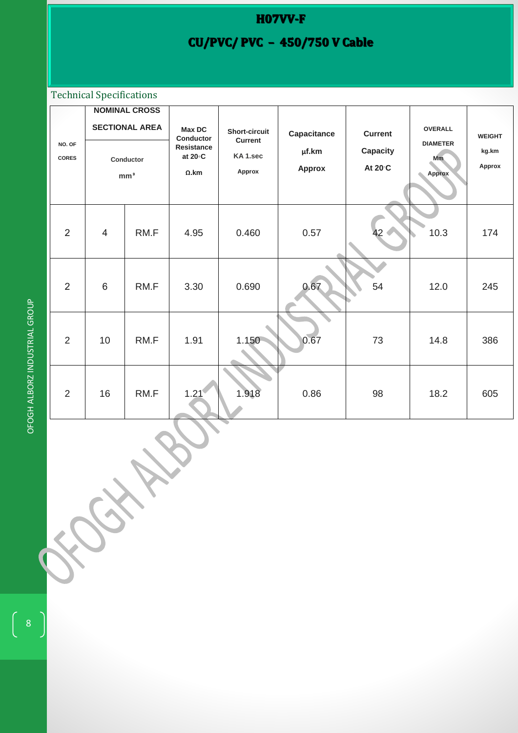# H07VV-F

## CU/PVC/ PVC – 450/750 V Cable

### Technical Specifications

| NO. OF CORES | NOMINAL CROSS SECTIONAL AREA Conductor mm² | | Max DC Conductor Resistance at 20◦C Ω.km | Short-circuit Current KA 1.sec Approx | Capacitance µf.km Approx | Current Capacity At 20◦C | OVERALL DIAMETER Mm Approx | WEIGHT kg.km Approx |
|---|---|---|---|---|---|---|---|---|
| 2 | 4 | RM.F | 4.95 | 0.460 | 0.57 | 42 | 10.3 | 174 |
| 2 | 6 | RM.F | 3.30 | 0.690 | 0.67 | 54 | 12.0 | 245 |
| 2 | 10 | RM.F | 1.91 | 1.150 | 0.67 | 73 | 14.8 | 386 |
| 2 | 16 | RM.F | 1.21 | 1.918 | 0.86 | 98 | 18.2 | 605 |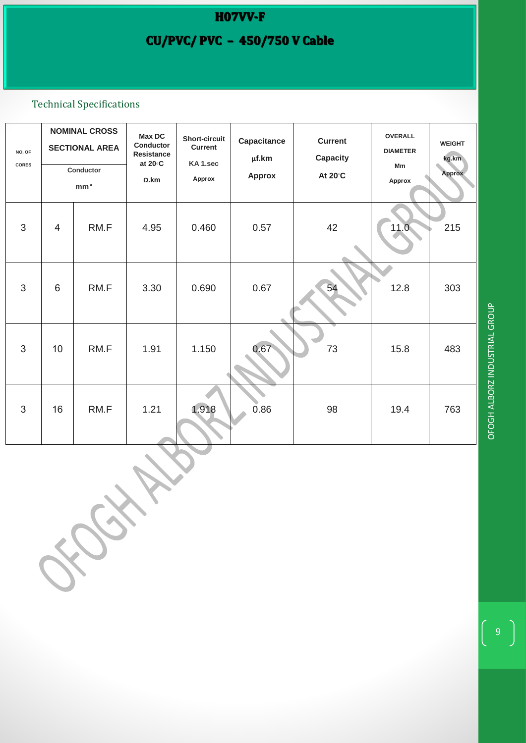# H07VV-F

## CU/PVC/ PVC – 450/750 V Cable

Technical Specifications

| NO. OF CORES | NOMINAL CROSS SECTIONAL AREA Conductor mm² | | Max DC Conductor Resistance at 20◦C Ω.km | Short-circuit Current KA 1.sec Approx | Capacitance µf.km Approx | Current Capacity At 20◦C | OVERALL DIAMETER Mm Approx | WEIGHT kg.km Approx |
|---|---|---|---|---|---|---|---|---|
| 3 | 4 | RM.F | 4.95 | 0.460 | 0.57 | 42 | 11.0 | 215 |
| 3 | 6 | RM.F | 3.30 | 0.690 | 0.67 | 54 | 12.8 | 303 |
| 3 | 10 | RM.F | 1.91 | 1.150 | 0.67 | 73 | 15.8 | 483 |
| 3 | 16 | RM.F | 1.21 | 1.918 | 0.86 | 98 | 19.4 | 763 |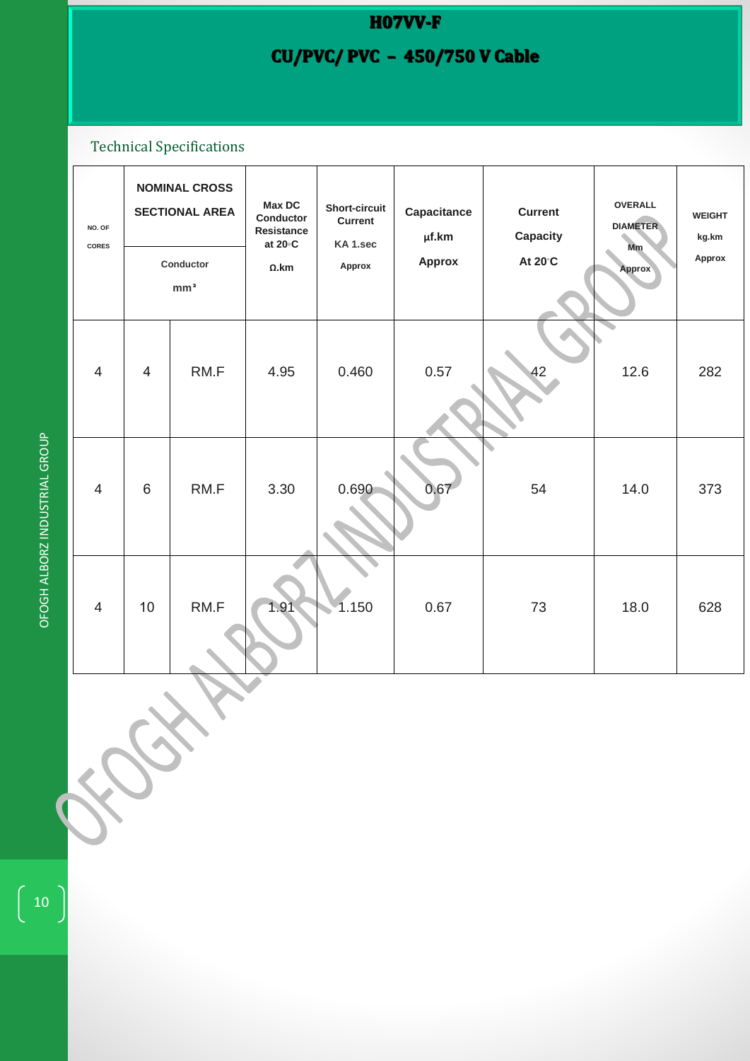# H07VV-F

## CU/PVC/ PVC – 450/750 V Cable

Technical Specifications

| NO. OF CORES | NOMINAL CROSS SECTIONAL AREA Conductor mm² | | Max DC Conductor Resistance at 20◦C Ω.km | Short-circuit Current KA 1.sec Approx | Capacitance µf.km Approx | Current Capacity At 20◦C | OVERALL DIAMETER Mm Approx | WEIGHT kg.km Approx |
|---|---|---|---|---|---|---|---|---|
| 4 | 4 | RM.F | 4.95 | 0.460 | 0.57 | 42 | 12.6 | 282 |
| 4 | 6 | RM.F | 3.30 | 0.690 | 0.67 | 54 | 14.0 | 373 |
| 4 | 10 | RM.F | 1.91 | 1.150 | 0.67 | 73 | 18.0 | 628 |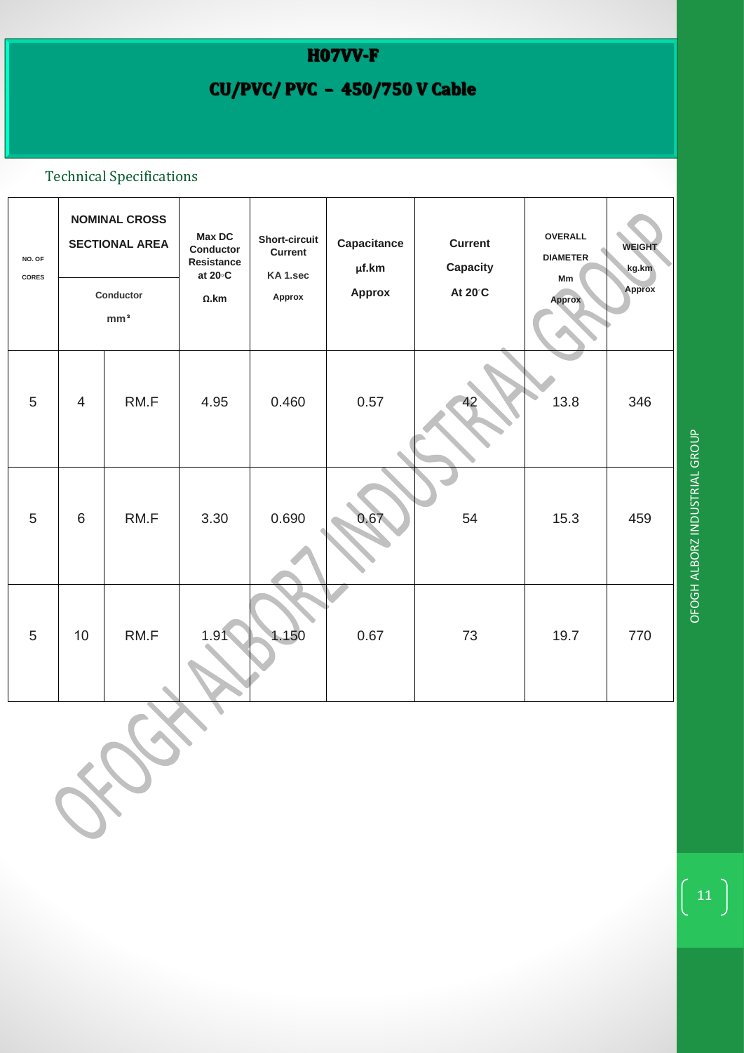# H07VV-F

## CU/PVC/ PVC – 450/750 V Cable

### Technical Specifications

| NO. OF CORES | NOMINAL CROSS SECTIONAL AREA | | Max DC Conductor Resistance at 20◦C Ω.km | Short-circuit Current KA 1.sec Approx | Capacitance µf.km Approx | Current Capacity At 20◦C | OVERALL DIAMETER Mm Approx | WEIGHT kg.km Approx |
|---|---|---|---|---|---|---|---|---|
| | Conductor mm² | | | | | | | |
| 5 | 4 | RM.F | 4.95 | 0.460 | 0.57 | 42 | 13.8 | 346 |
| 5 | 6 | RM.F | 3.30 | 0.690 | 0.67 | 54 | 15.3 | 459 |
| 5 | 10 | RM.F | 1.91 | 1.150 | 0.67 | 73 | 19.7 | 770 |